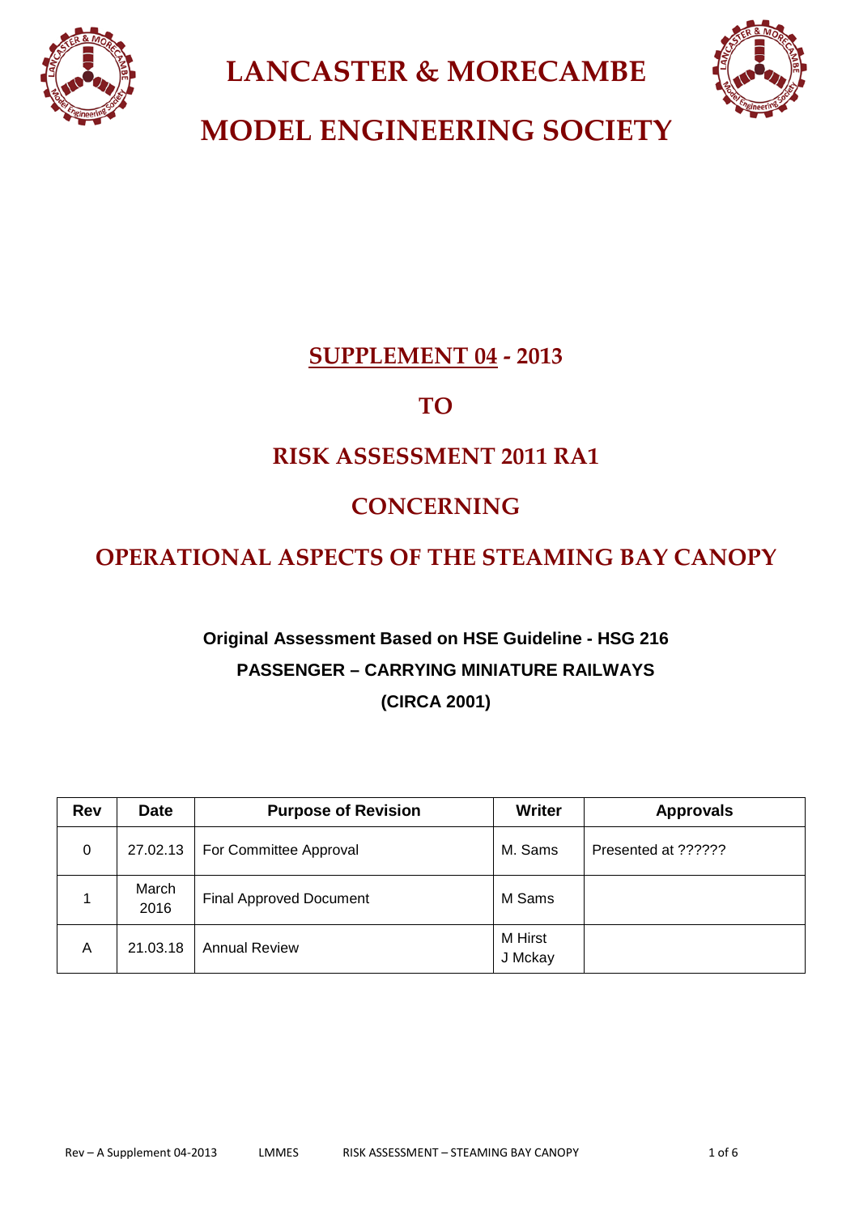# LANCASTER & MORECAMBE

# MODEL ENGINEERING SOCIETY

## SUPPLEMENT 04 - 2013

## TO

## RISK ASSESSMENT 2011 RA1

## CONCERNING

## OPERATIONAL ASPECTS OF THE STEAMING BAY CANOPY

**Original Assessment Based on HSE Guideline - HSG 216**

**PASSENGER – CARRYING MINIATURE RAILWAYS**

**(CIRCA 2001)**

| Rev | Date | Purpose of Revision | Writer | Approvals |
|---|---|---|---|---|
| 0 | 27.02.13 | For Committee Approval | M. Sams | Presented at ?????? |
| 1 | March 2016 | Final Approved Document | M Sams | |
| A | 21.03.18 | Annual Review | M Hirst<br>J Mckay | |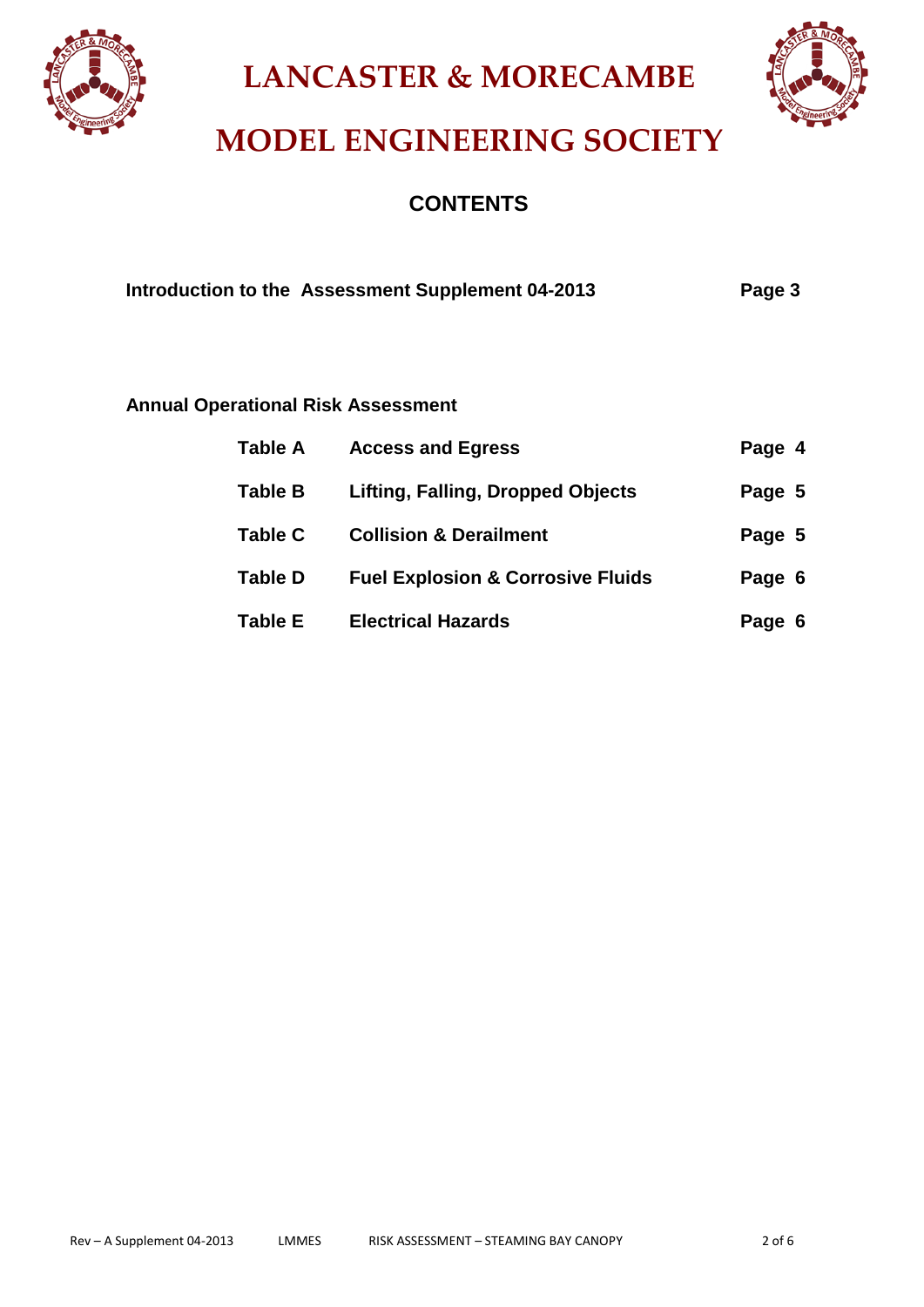# LANCASTER & MORECAMBE

# MODEL ENGINEERING SOCIETY

## CONTENTS

**Introduction to the Assessment Supplement 04-2013** **Page 3**

**Annual Operational Risk Assessment**

| | | |
|---|---|---|
| **Table A** | **Access and Egress** | **Page 4** |
| **Table B** | **Lifting, Falling, Dropped Objects** | **Page 5** |
| **Table C** | **Collision & Derailment** | **Page 5** |
| **Table D** | **Fuel Explosion & Corrosive Fluids** | **Page 6** |
| **Table E** | **Electrical Hazards** | **Page 6** |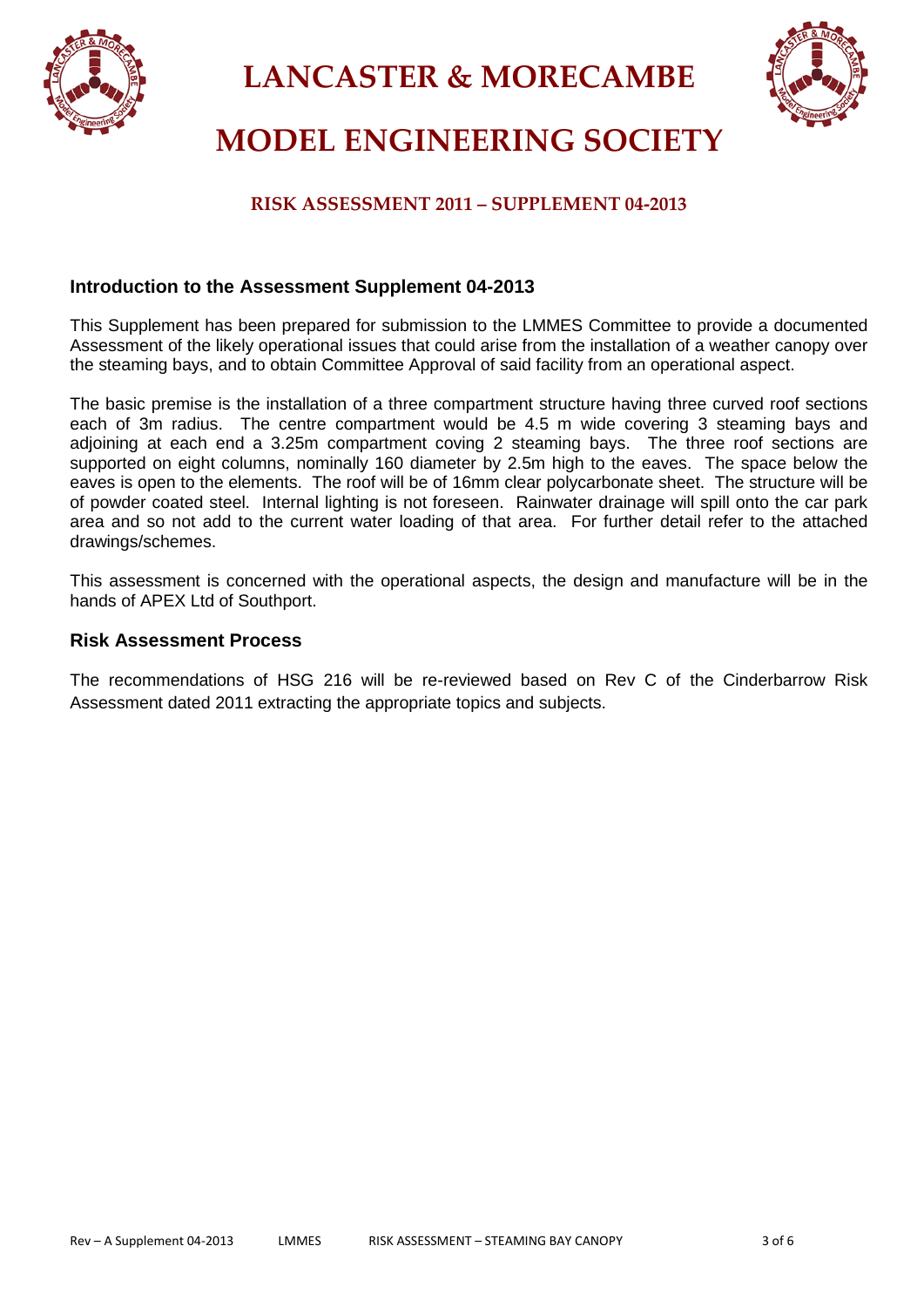# LANCASTER & MORECAMBE

# MODEL ENGINEERING SOCIETY

### RISK ASSESSMENT 2011 – SUPPLEMENT 04-2013

## Introduction to the Assessment Supplement 04-2013

This Supplement has been prepared for submission to the LMMES Committee to provide a documented Assessment of the likely operational issues that could arise from the installation of a weather canopy over the steaming bays, and to obtain Committee Approval of said facility from an operational aspect.

The basic premise is the installation of a three compartment structure having three curved roof sections each of 3m radius. The centre compartment would be 4.5 m wide covering 3 steaming bays and adjoining at each end a 3.25m compartment coving 2 steaming bays. The three roof sections are supported on eight columns, nominally 160 diameter by 2.5m high to the eaves. The space below the eaves is open to the elements. The roof will be of 16mm clear polycarbonate sheet. The structure will be of powder coated steel. Internal lighting is not foreseen. Rainwater drainage will spill onto the car park area and so not add to the current water loading of that area. For further detail refer to the attached drawings/schemes.

This assessment is concerned with the operational aspects, the design and manufacture will be in the hands of APEX Ltd of Southport.

## Risk Assessment Process

The recommendations of HSG 216 will be re-reviewed based on Rev C of the Cinderbarrow Risk Assessment dated 2011 extracting the appropriate topics and subjects.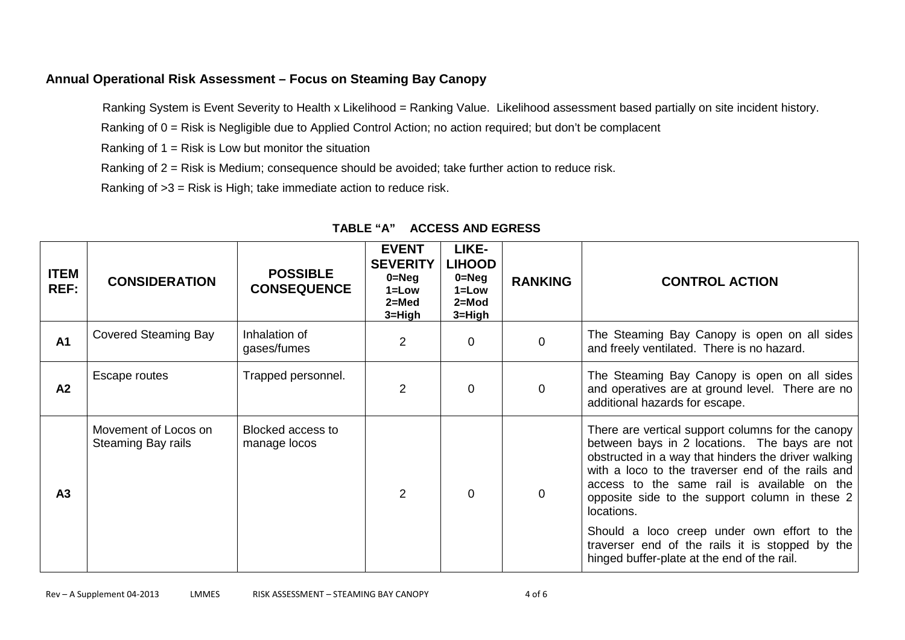## Annual Operational Risk Assessment – Focus on Steaming Bay Canopy

Ranking System is Event Severity to Health x Likelihood = Ranking Value. Likelihood assessment based partially on site incident history.

Ranking of 0 = Risk is Negligible due to Applied Control Action; no action required; but don't be complacent

Ranking of 1 = Risk is Low but monitor the situation

Ranking of 2 = Risk is Medium; consequence should be avoided; take further action to reduce risk.

Ranking of >3 = Risk is High; take immediate action to reduce risk.

**TABLE "A" ACCESS AND EGRESS**

| ITEM REF: | CONSIDERATION | POSSIBLE CONSEQUENCE | EVENT SEVERITY 0=Neg 1=Low 2=Med 3=High | LIKE-LIHOOD 0=Neg 1=Low 2=Mod 3=High | RANKING | CONTROL ACTION |
|---|---|---|---|---|---|---|
| A1 | Covered Steaming Bay | Inhalation of gases/fumes | 2 | 0 | 0 | The Steaming Bay Canopy is open on all sides and freely ventilated. There is no hazard. |
| A2 | Escape routes | Trapped personnel. | 2 | 0 | 0 | The Steaming Bay Canopy is open on all sides and operatives are at ground level. There are no additional hazards for escape. |
| A3 | Movement of Locos on Steaming Bay rails | Blocked access to manage locos | 2 | 0 | 0 | There are vertical support columns for the canopy between bays in 2 locations. The bays are not obstructed in a way that hinders the driver walking with a loco to the traverser end of the rails and access to the same rail is available on the opposite side to the support column in these 2 locations.<br><br>Should a loco creep under own effort to the traverser end of the rails it is stopped by the hinged buffer-plate at the end of the rail. |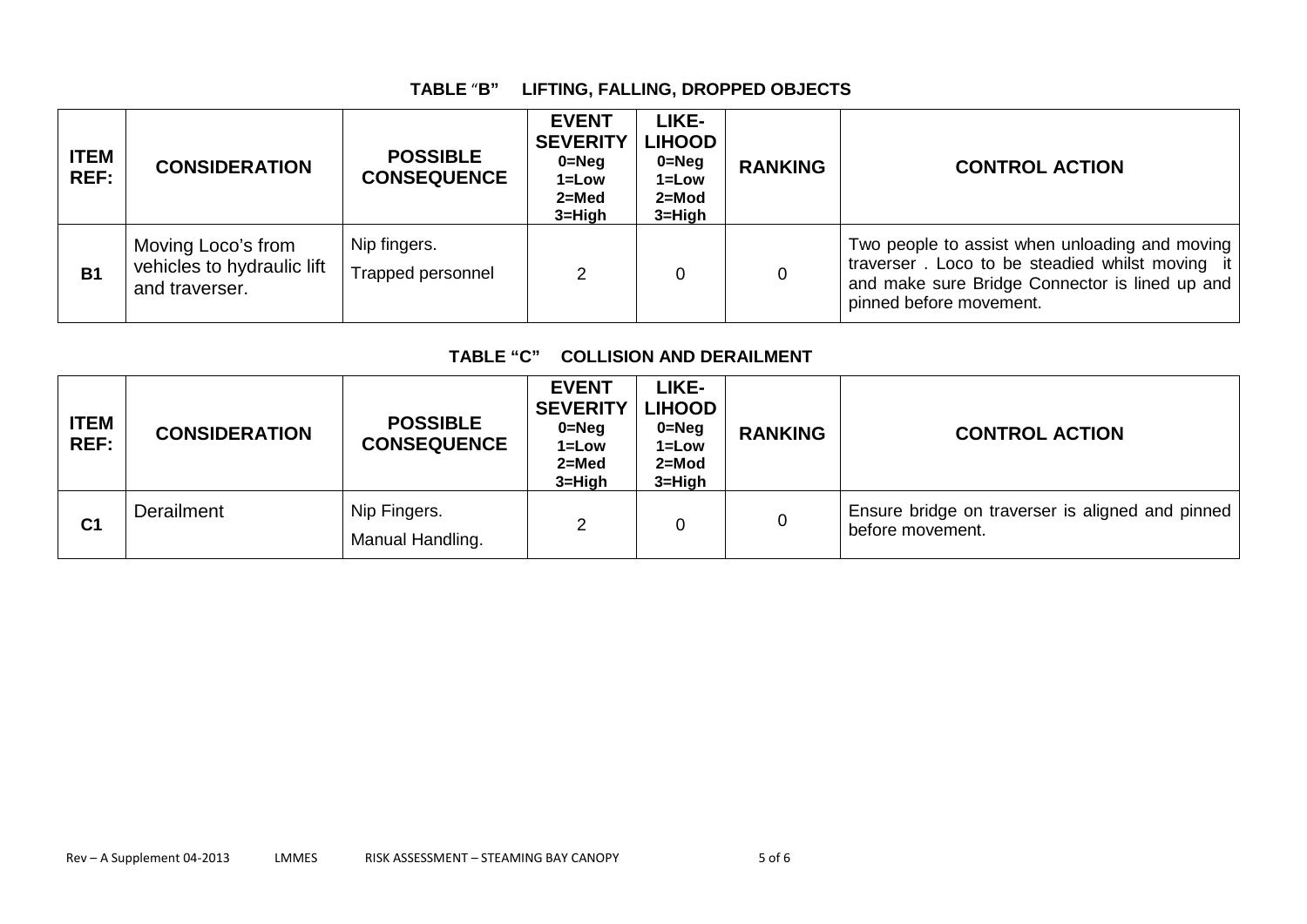### TABLE "B" LIFTING, FALLING, DROPPED OBJECTS

| ITEM REF: | CONSIDERATION | POSSIBLE CONSEQUENCE | EVENT SEVERITY 0=Neg 1=Low 2=Med 3=High | LIKE-LIHOOD 0=Neg 1=Low 2=Mod 3=High | RANKING | CONTROL ACTION |
|---|---|---|---|---|---|---|
| **B1** | Moving Loco's from vehicles to hydraulic lift and traverser. | Nip fingers.<br>Trapped personnel | 2 | 0 | 0 | Two people to assist when unloading and moving traverser . Loco to be steadied whilst moving it and make sure Bridge Connector is lined up and pinned before movement. |

### TABLE "C" COLLISION AND DERAILMENT

| ITEM REF: | CONSIDERATION | POSSIBLE CONSEQUENCE | EVENT SEVERITY 0=Neg 1=Low 2=Med 3=High | LIKE-LIHOOD 0=Neg 1=Low 2=Mod 3=High | RANKING | CONTROL ACTION |
|---|---|---|---|---|---|---|
| **C1** | Derailment | Nip Fingers.<br>Manual Handling. | 2 | 0 | 0 | Ensure bridge on traverser is aligned and pinned before movement. |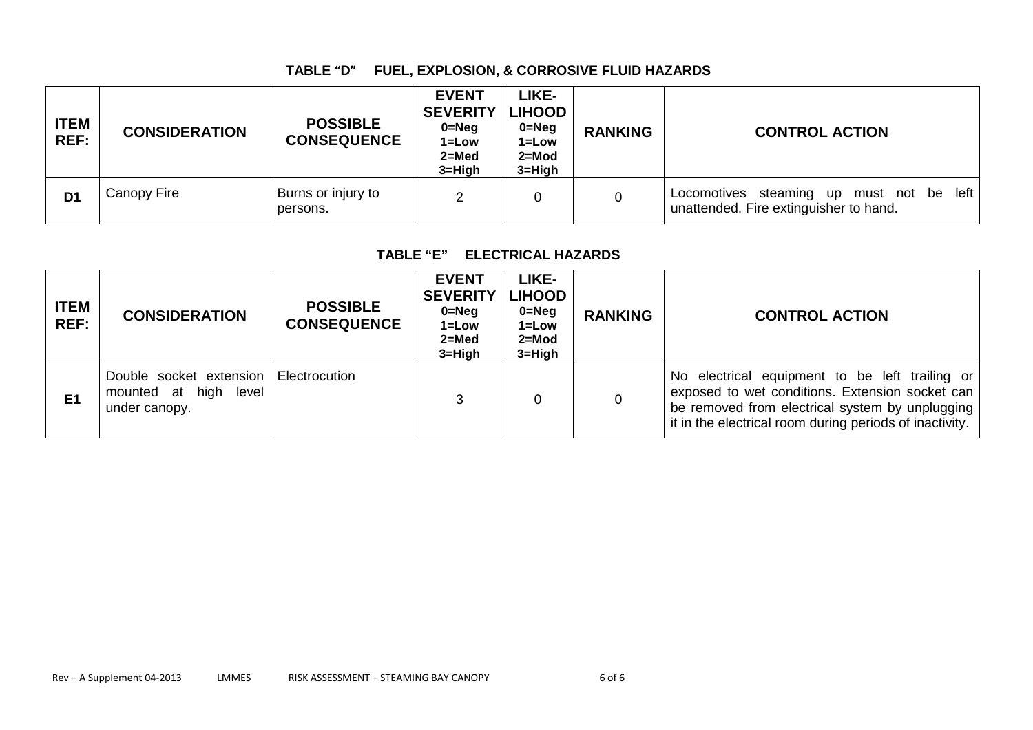### TABLE "D" FUEL, EXPLOSION, & CORROSIVE FLUID HAZARDS

| ITEM REF: | CONSIDERATION | POSSIBLE CONSEQUENCE | EVENT SEVERITY 0=Neg 1=Low 2=Med 3=High | LIKE-LIHOOD 0=Neg 1=Low 2=Mod 3=High | RANKING | CONTROL ACTION |
|---|---|---|---|---|---|---|
| D1 | Canopy Fire | Burns or injury to persons. | 2 | 0 | 0 | Locomotives steaming up must not be left unattended. Fire extinguisher to hand. |

### TABLE "E" ELECTRICAL HAZARDS

| ITEM REF: | CONSIDERATION | POSSIBLE CONSEQUENCE | EVENT SEVERITY 0=Neg 1=Low 2=Med 3=High | LIKE-LIHOOD 0=Neg 1=Low 2=Mod 3=High | RANKING | CONTROL ACTION |
|---|---|---|---|---|---|---|
| E1 | Double socket extension mounted at high level under canopy. | Electrocution | 3 | 0 | 0 | No electrical equipment to be left trailing or exposed to wet conditions. Extension socket can be removed from electrical system by unplugging it in the electrical room during periods of inactivity. |